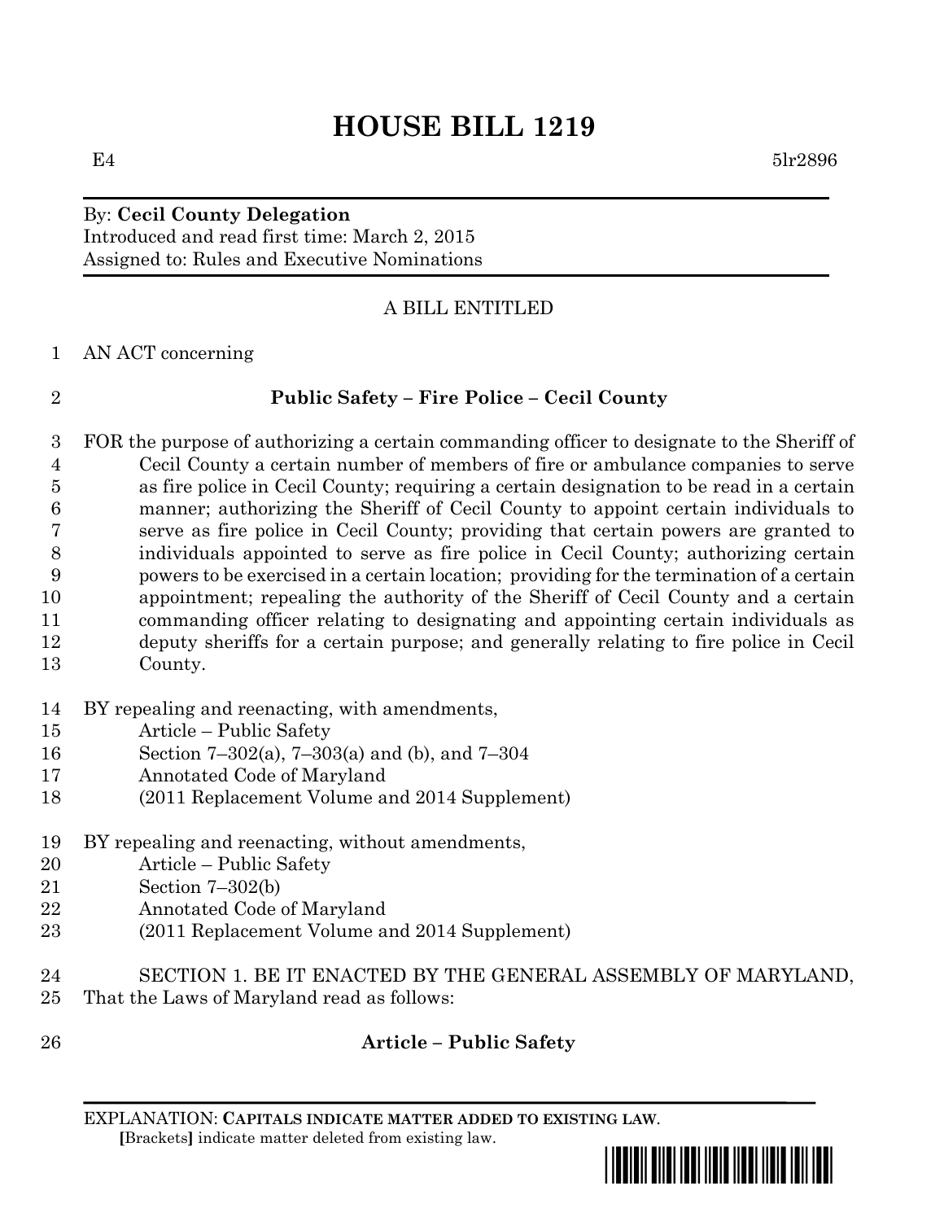# HOUSE BILL 1219

E4 5lr2896

By: **Cecil County Delegation**
Introduced and read first time: March 2, 2015
Assigned to: Rules and Executive Nominations

A BILL ENTITLED

AN ACT concerning

**Public Safety – Fire Police – Cecil County**

FOR the purpose of authorizing a certain commanding officer to designate to the Sheriff of Cecil County a certain number of members of fire or ambulance companies to serve as fire police in Cecil County; requiring a certain designation to be read in a certain manner; authorizing the Sheriff of Cecil County to appoint certain individuals to serve as fire police in Cecil County; providing that certain powers are granted to individuals appointed to serve as fire police in Cecil County; authorizing certain powers to be exercised in a certain location; providing for the termination of a certain appointment; repealing the authority of the Sheriff of Cecil County and a certain commanding officer relating to designating and appointing certain individuals as deputy sheriffs for a certain purpose; and generally relating to fire police in Cecil County.

BY repealing and reenacting, with amendments,
Article – Public Safety
Section 7–302(a), 7–303(a) and (b), and 7–304
Annotated Code of Maryland
(2011 Replacement Volume and 2014 Supplement)

BY repealing and reenacting, without amendments,
Article – Public Safety
Section 7–302(b)
Annotated Code of Maryland
(2011 Replacement Volume and 2014 Supplement)

SECTION 1. BE IT ENACTED BY THE GENERAL ASSEMBLY OF MARYLAND, That the Laws of Maryland read as follows:

**Article – Public Safety**

EXPLANATION: **CAPITALS INDICATE MATTER ADDED TO EXISTING LAW**.
**[**Brackets**]** indicate matter deleted from existing law.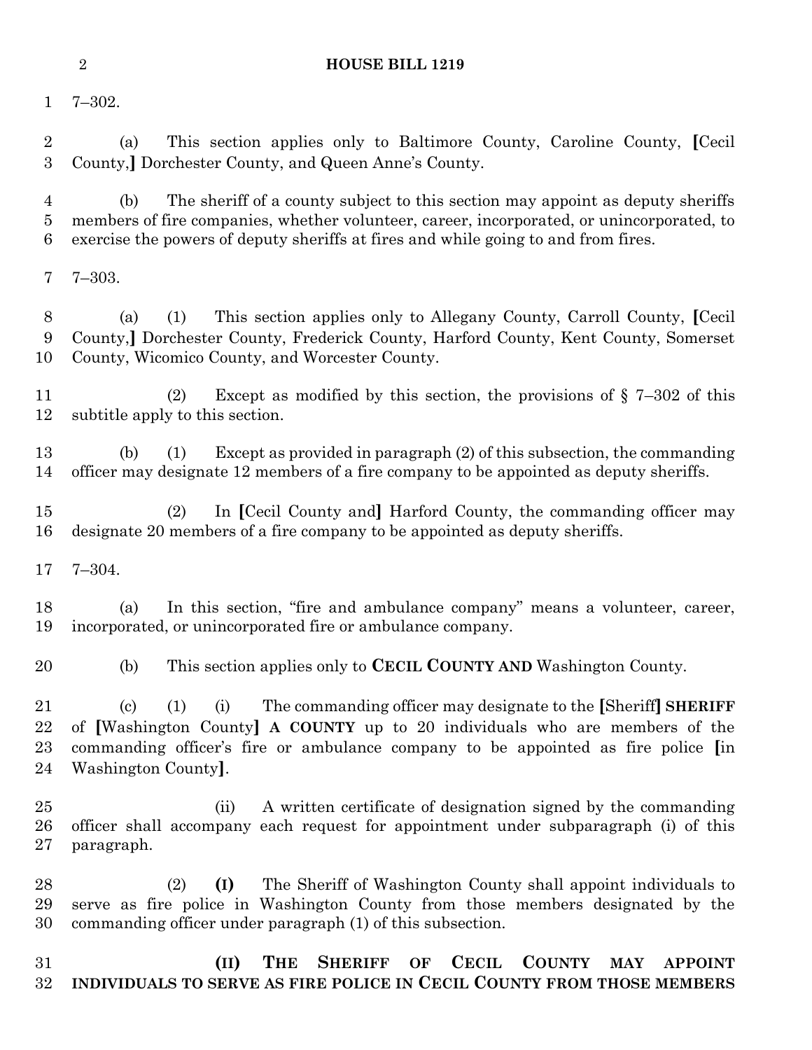7–302.

(a) This section applies only to Baltimore County, Caroline County, [Cecil County,] Dorchester County, and Queen Anne's County.

(b) The sheriff of a county subject to this section may appoint as deputy sheriffs members of fire companies, whether volunteer, career, incorporated, or unincorporated, to exercise the powers of deputy sheriffs at fires and while going to and from fires.

7–303.

(a) (1) This section applies only to Allegany County, Carroll County, [Cecil County,] Dorchester County, Frederick County, Harford County, Kent County, Somerset County, Wicomico County, and Worcester County.

(2) Except as modified by this section, the provisions of § 7–302 of this subtitle apply to this section.

(b) (1) Except as provided in paragraph (2) of this subsection, the commanding officer may designate 12 members of a fire company to be appointed as deputy sheriffs.

(2) In [Cecil County and] Harford County, the commanding officer may designate 20 members of a fire company to be appointed as deputy sheriffs.

7–304.

(a) In this section, "fire and ambulance company" means a volunteer, career, incorporated, or unincorporated fire or ambulance company.

(b) This section applies only to **CECIL COUNTY AND** Washington County.

(c) (1) (i) The commanding officer may designate to the [Sheriff] **SHERIFF** of [Washington County] **A COUNTY** up to 20 individuals who are members of the commanding officer's fire or ambulance company to be appointed as fire police [in Washington County].

(ii) A written certificate of designation signed by the commanding officer shall accompany each request for appointment under subparagraph (i) of this paragraph.

(2) **(I)** The Sheriff of Washington County shall appoint individuals to serve as fire police in Washington County from those members designated by the commanding officer under paragraph (1) of this subsection.

**(II) THE SHERIFF OF CECIL COUNTY MAY APPOINT INDIVIDUALS TO SERVE AS FIRE POLICE IN CECIL COUNTY FROM THOSE MEMBERS**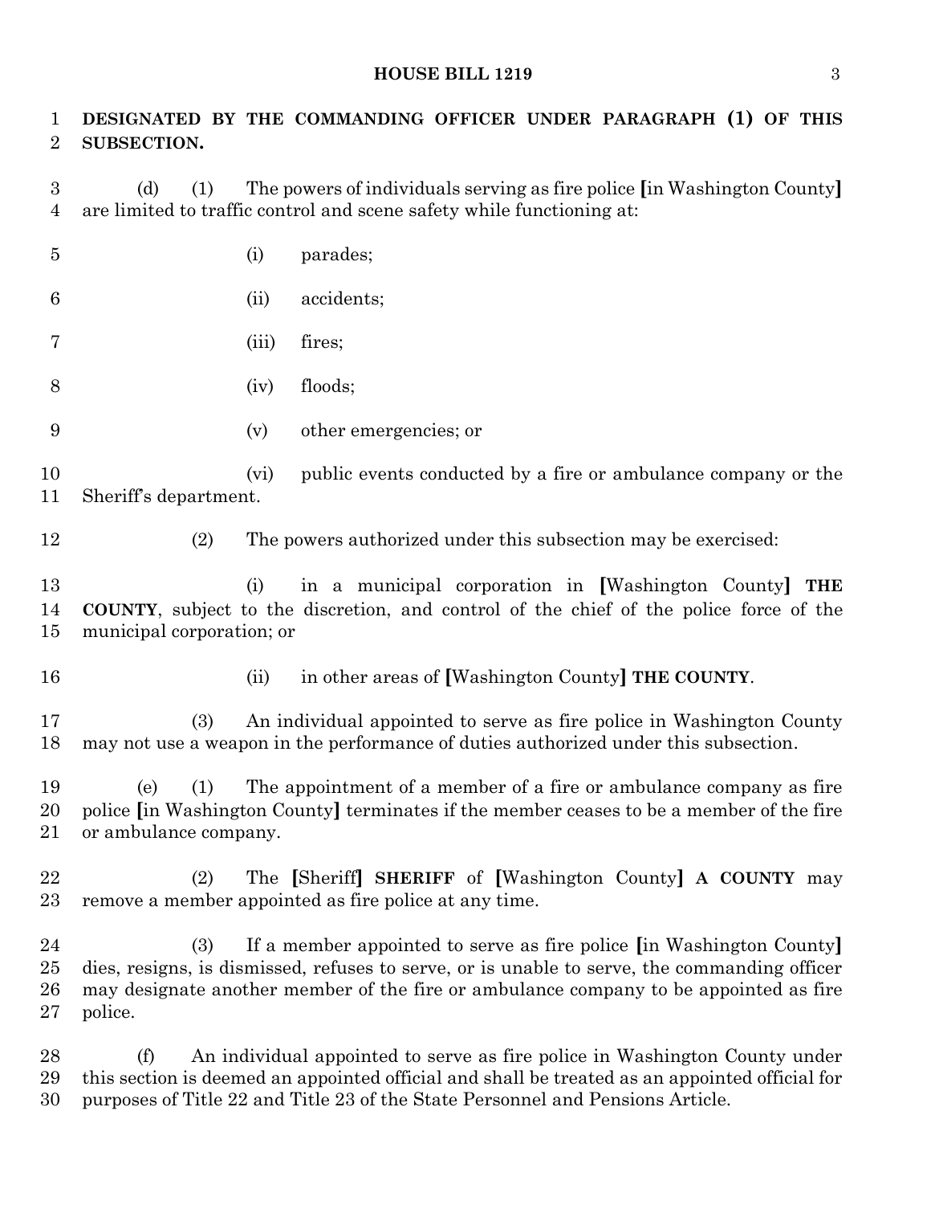**DESIGNATED BY THE COMMANDING OFFICER UNDER PARAGRAPH (1) OF THIS SUBSECTION.**

(d) (1) The powers of individuals serving as fire police [in Washington County] are limited to traffic control and scene safety while functioning at:

(i) parades;

(ii) accidents;

(iii) fires;

(iv) floods;

(v) other emergencies; or

(vi) public events conducted by a fire or ambulance company or the Sheriff's department.

(2) The powers authorized under this subsection may be exercised:

(i) in a municipal corporation in [Washington County] **THE COUNTY**, subject to the discretion, and control of the chief of the police force of the municipal corporation; or

(ii) in other areas of [Washington County] **THE COUNTY**.

(3) An individual appointed to serve as fire police in Washington County may not use a weapon in the performance of duties authorized under this subsection.

(e) (1) The appointment of a member of a fire or ambulance company as fire police [in Washington County] terminates if the member ceases to be a member of the fire or ambulance company.

(2) The [Sheriff] **SHERIFF** of [Washington County] **A COUNTY** may remove a member appointed as fire police at any time.

(3) If a member appointed to serve as fire police [in Washington County] dies, resigns, is dismissed, refuses to serve, or is unable to serve, the commanding officer may designate another member of the fire or ambulance company to be appointed as fire police.

(f) An individual appointed to serve as fire police in Washington County under this section is deemed an appointed official and shall be treated as an appointed official for purposes of Title 22 and Title 23 of the State Personnel and Pensions Article.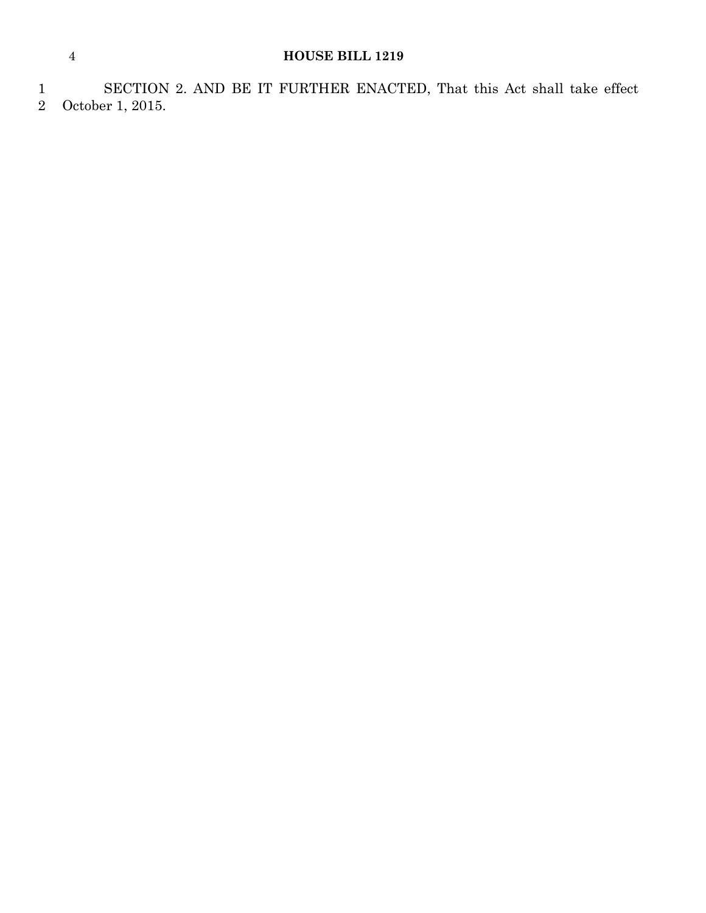SECTION 2. AND BE IT FURTHER ENACTED, That this Act shall take effect October 1, 2015.